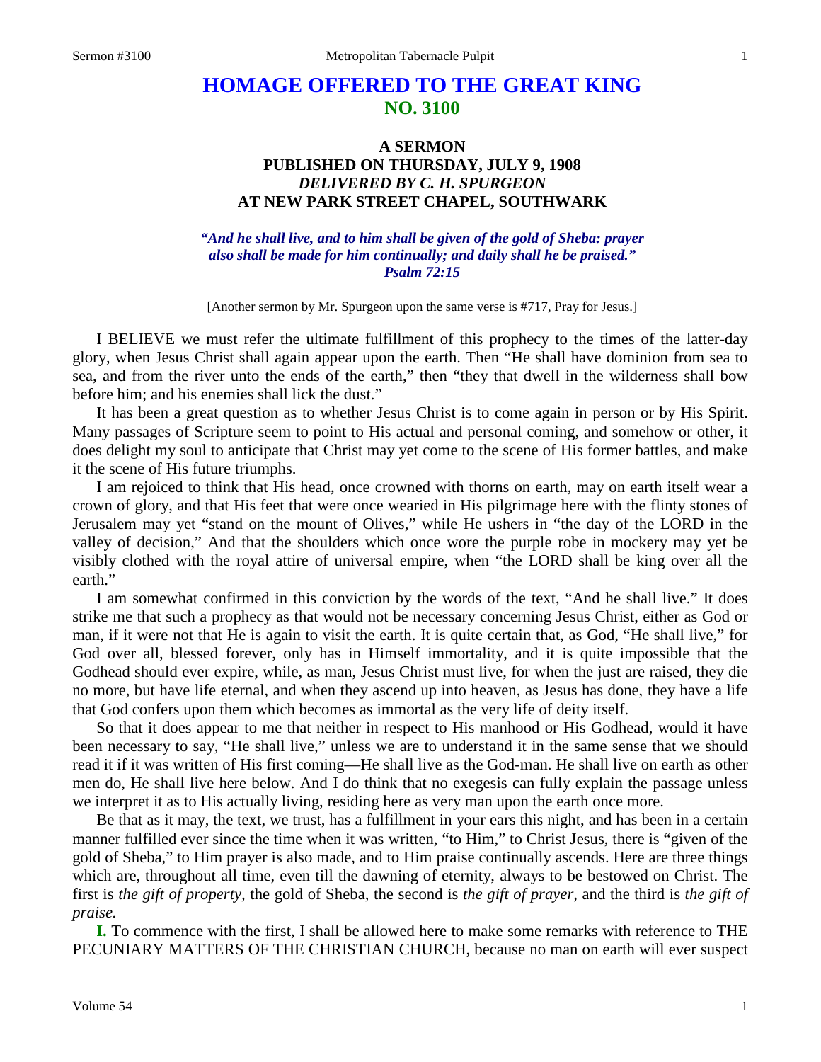# HOMAGE OFFERED TO THE GREAT KING
## NO. 3100

### A SERMON
### PUBLISHED ON THURSDAY, JULY 9, 1908
### *DELIVERED BY C. H. SPURGEON*
### AT NEW PARK STREET CHAPEL, SOUTHWARK

***"And he shall live, and to him shall be given of the gold of Sheba: prayer also shall be made for him continually; and daily shall he be praised." Psalm 72:15***

[Another sermon by Mr. Spurgeon upon the same verse is #717, Pray for Jesus.]

I BELIEVE we must refer the ultimate fulfillment of this prophecy to the times of the latter-day glory, when Jesus Christ shall again appear upon the earth. Then "He shall have dominion from sea to sea, and from the river unto the ends of the earth," then "they that dwell in the wilderness shall bow before him; and his enemies shall lick the dust."

It has been a great question as to whether Jesus Christ is to come again in person or by His Spirit. Many passages of Scripture seem to point to His actual and personal coming, and somehow or other, it does delight my soul to anticipate that Christ may yet come to the scene of His former battles, and make it the scene of His future triumphs.

I am rejoiced to think that His head, once crowned with thorns on earth, may on earth itself wear a crown of glory, and that His feet that were once wearied in His pilgrimage here with the flinty stones of Jerusalem may yet "stand on the mount of Olives," while He ushers in "the day of the LORD in the valley of decision," And that the shoulders which once wore the purple robe in mockery may yet be visibly clothed with the royal attire of universal empire, when "the LORD shall be king over all the earth."

I am somewhat confirmed in this conviction by the words of the text, "And he shall live." It does strike me that such a prophecy as that would not be necessary concerning Jesus Christ, either as God or man, if it were not that He is again to visit the earth. It is quite certain that, as God, "He shall live," for God over all, blessed forever, only has in Himself immortality, and it is quite impossible that the Godhead should ever expire, while, as man, Jesus Christ must live, for when the just are raised, they die no more, but have life eternal, and when they ascend up into heaven, as Jesus has done, they have a life that God confers upon them which becomes as immortal as the very life of deity itself.

So that it does appear to me that neither in respect to His manhood or His Godhead, would it have been necessary to say, "He shall live," unless we are to understand it in the same sense that we should read it if it was written of His first coming—He shall live as the God-man. He shall live on earth as other men do, He shall live here below. And I do think that no exegesis can fully explain the passage unless we interpret it as to His actually living, residing here as very man upon the earth once more.

Be that as it may, the text, we trust, has a fulfillment in your ears this night, and has been in a certain manner fulfilled ever since the time when it was written, "to Him," to Christ Jesus, there is "given of the gold of Sheba," to Him prayer is also made, and to Him praise continually ascends. Here are three things which are, throughout all time, even till the dawning of eternity, always to be bestowed on Christ. The first is *the gift of property,* the gold of Sheba, the second is *the gift of prayer,* and the third is *the gift of praise.*

**I.** To commence with the first, I shall be allowed here to make some remarks with reference to THE PECUNIARY MATTERS OF THE CHRISTIAN CHURCH, because no man on earth will ever suspect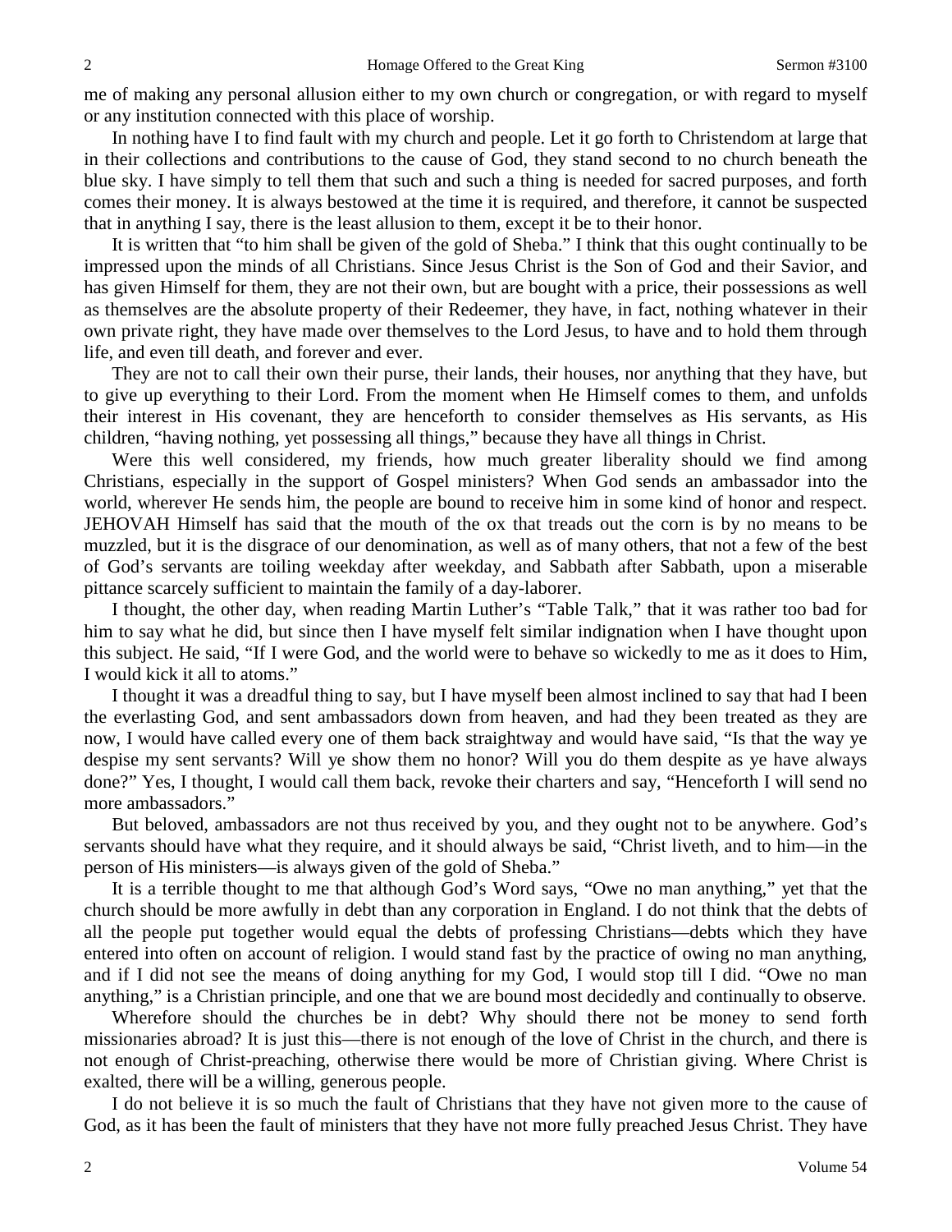me of making any personal allusion either to my own church or congregation, or with regard to myself or any institution connected with this place of worship.

In nothing have I to find fault with my church and people. Let it go forth to Christendom at large that in their collections and contributions to the cause of God, they stand second to no church beneath the blue sky. I have simply to tell them that such and such a thing is needed for sacred purposes, and forth comes their money. It is always bestowed at the time it is required, and therefore, it cannot be suspected that in anything I say, there is the least allusion to them, except it be to their honor.

It is written that "to him shall be given of the gold of Sheba." I think that this ought continually to be impressed upon the minds of all Christians. Since Jesus Christ is the Son of God and their Savior, and has given Himself for them, they are not their own, but are bought with a price, their possessions as well as themselves are the absolute property of their Redeemer, they have, in fact, nothing whatever in their own private right, they have made over themselves to the Lord Jesus, to have and to hold them through life, and even till death, and forever and ever.

They are not to call their own their purse, their lands, their houses, nor anything that they have, but to give up everything to their Lord. From the moment when He Himself comes to them, and unfolds their interest in His covenant, they are henceforth to consider themselves as His servants, as His children, "having nothing, yet possessing all things," because they have all things in Christ.

Were this well considered, my friends, how much greater liberality should we find among Christians, especially in the support of Gospel ministers? When God sends an ambassador into the world, wherever He sends him, the people are bound to receive him in some kind of honor and respect. JEHOVAH Himself has said that the mouth of the ox that treads out the corn is by no means to be muzzled, but it is the disgrace of our denomination, as well as of many others, that not a few of the best of God's servants are toiling weekday after weekday, and Sabbath after Sabbath, upon a miserable pittance scarcely sufficient to maintain the family of a day-laborer.

I thought, the other day, when reading Martin Luther's "Table Talk," that it was rather too bad for him to say what he did, but since then I have myself felt similar indignation when I have thought upon this subject. He said, "If I were God, and the world were to behave so wickedly to me as it does to Him, I would kick it all to atoms."

I thought it was a dreadful thing to say, but I have myself been almost inclined to say that had I been the everlasting God, and sent ambassadors down from heaven, and had they been treated as they are now, I would have called every one of them back straightway and would have said, "Is that the way ye despise my sent servants? Will ye show them no honor? Will you do them despite as ye have always done?" Yes, I thought, I would call them back, revoke their charters and say, "Henceforth I will send no more ambassadors."

But beloved, ambassadors are not thus received by you, and they ought not to be anywhere. God's servants should have what they require, and it should always be said, "Christ liveth, and to him—in the person of His ministers—is always given of the gold of Sheba."

It is a terrible thought to me that although God's Word says, "Owe no man anything," yet that the church should be more awfully in debt than any corporation in England. I do not think that the debts of all the people put together would equal the debts of professing Christians—debts which they have entered into often on account of religion. I would stand fast by the practice of owing no man anything, and if I did not see the means of doing anything for my God, I would stop till I did. "Owe no man anything," is a Christian principle, and one that we are bound most decidedly and continually to observe.

Wherefore should the churches be in debt? Why should there not be money to send forth missionaries abroad? It is just this—there is not enough of the love of Christ in the church, and there is not enough of Christ-preaching, otherwise there would be more of Christian giving. Where Christ is exalted, there will be a willing, generous people.

I do not believe it is so much the fault of Christians that they have not given more to the cause of God, as it has been the fault of ministers that they have not more fully preached Jesus Christ. They have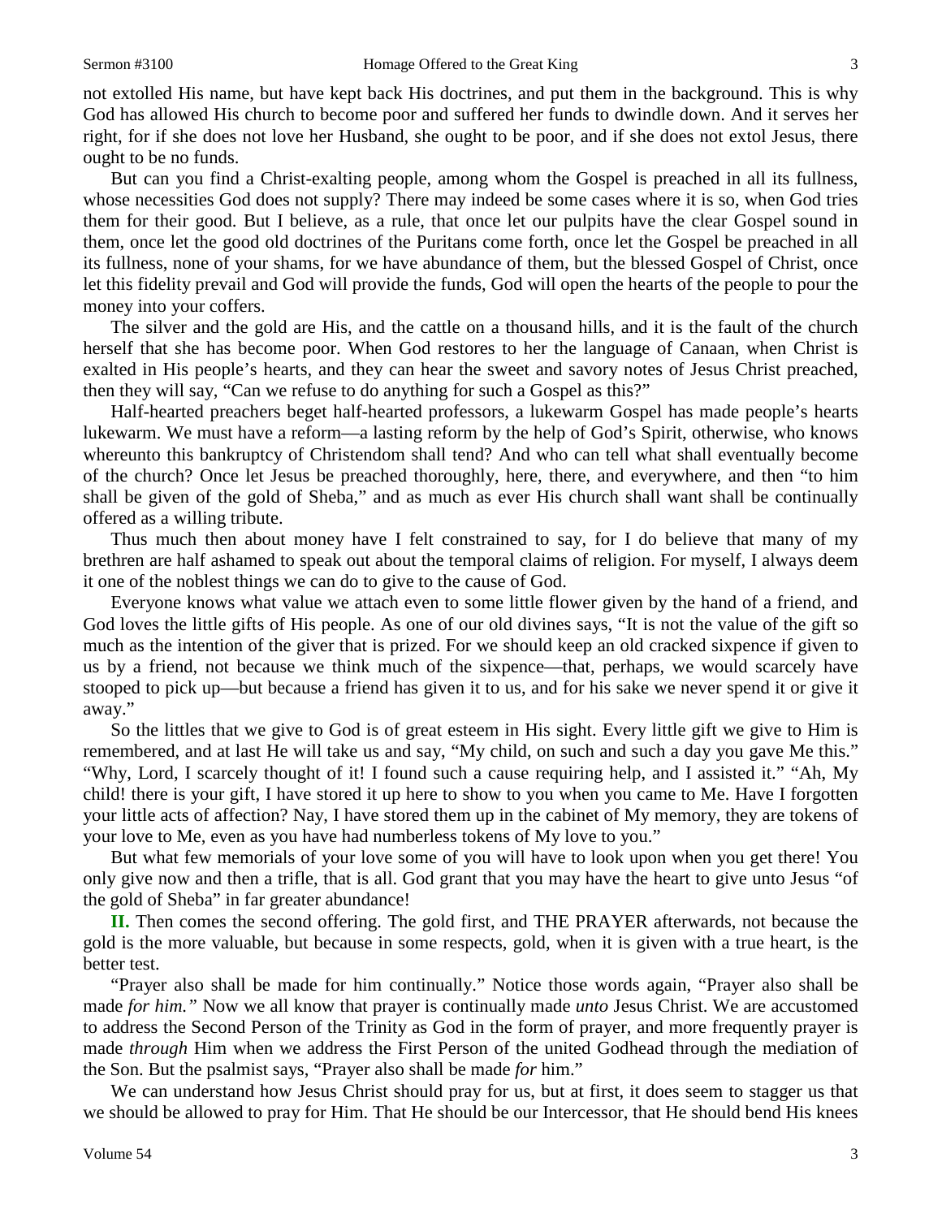not extolled His name, but have kept back His doctrines, and put them in the background. This is why God has allowed His church to become poor and suffered her funds to dwindle down. And it serves her right, for if she does not love her Husband, she ought to be poor, and if she does not extol Jesus, there ought to be no funds.

But can you find a Christ-exalting people, among whom the Gospel is preached in all its fullness, whose necessities God does not supply? There may indeed be some cases where it is so, when God tries them for their good. But I believe, as a rule, that once let our pulpits have the clear Gospel sound in them, once let the good old doctrines of the Puritans come forth, once let the Gospel be preached in all its fullness, none of your shams, for we have abundance of them, but the blessed Gospel of Christ, once let this fidelity prevail and God will provide the funds, God will open the hearts of the people to pour the money into your coffers.

The silver and the gold are His, and the cattle on a thousand hills, and it is the fault of the church herself that she has become poor. When God restores to her the language of Canaan, when Christ is exalted in His people's hearts, and they can hear the sweet and savory notes of Jesus Christ preached, then they will say, "Can we refuse to do anything for such a Gospel as this?"

Half-hearted preachers beget half-hearted professors, a lukewarm Gospel has made people's hearts lukewarm. We must have a reform—a lasting reform by the help of God's Spirit, otherwise, who knows whereunto this bankruptcy of Christendom shall tend? And who can tell what shall eventually become of the church? Once let Jesus be preached thoroughly, here, there, and everywhere, and then "to him shall be given of the gold of Sheba," and as much as ever His church shall want shall be continually offered as a willing tribute.

Thus much then about money have I felt constrained to say, for I do believe that many of my brethren are half ashamed to speak out about the temporal claims of religion. For myself, I always deem it one of the noblest things we can do to give to the cause of God.

Everyone knows what value we attach even to some little flower given by the hand of a friend, and God loves the little gifts of His people. As one of our old divines says, "It is not the value of the gift so much as the intention of the giver that is prized. For we should keep an old cracked sixpence if given to us by a friend, not because we think much of the sixpence—that, perhaps, we would scarcely have stooped to pick up—but because a friend has given it to us, and for his sake we never spend it or give it away."

So the littles that we give to God is of great esteem in His sight. Every little gift we give to Him is remembered, and at last He will take us and say, "My child, on such and such a day you gave Me this." "Why, Lord, I scarcely thought of it! I found such a cause requiring help, and I assisted it." "Ah, My child! there is your gift, I have stored it up here to show to you when you came to Me. Have I forgotten your little acts of affection? Nay, I have stored them up in the cabinet of My memory, they are tokens of your love to Me, even as you have had numberless tokens of My love to you."

But what few memorials of your love some of you will have to look upon when you get there! You only give now and then a trifle, that is all. God grant that you may have the heart to give unto Jesus "of the gold of Sheba" in far greater abundance!

**II.** Then comes the second offering. The gold first, and THE PRAYER afterwards, not because the gold is the more valuable, but because in some respects, gold, when it is given with a true heart, is the better test.

"Prayer also shall be made for him continually." Notice those words again, "Prayer also shall be made *for him."* Now we all know that prayer is continually made *unto* Jesus Christ. We are accustomed to address the Second Person of the Trinity as God in the form of prayer, and more frequently prayer is made *through* Him when we address the First Person of the united Godhead through the mediation of the Son. But the psalmist says, "Prayer also shall be made *for* him."

We can understand how Jesus Christ should pray for us, but at first, it does seem to stagger us that we should be allowed to pray for Him. That He should be our Intercessor, that He should bend His knees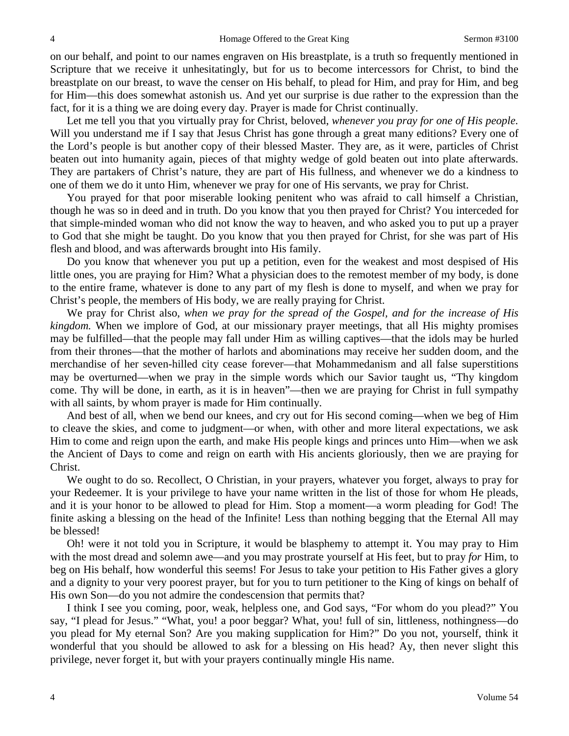on our behalf, and point to our names engraven on His breastplate, is a truth so frequently mentioned in Scripture that we receive it unhesitatingly, but for us to become intercessors for Christ, to bind the breastplate on our breast, to wave the censer on His behalf, to plead for Him, and pray for Him, and beg for Him—this does somewhat astonish us. And yet our surprise is due rather to the expression than the fact, for it is a thing we are doing every day. Prayer is made for Christ continually.

Let me tell you that you virtually pray for Christ, beloved, *whenever you pray for one of His people.* Will you understand me if I say that Jesus Christ has gone through a great many editions? Every one of the Lord's people is but another copy of their blessed Master. They are, as it were, particles of Christ beaten out into humanity again, pieces of that mighty wedge of gold beaten out into plate afterwards. They are partakers of Christ's nature, they are part of His fullness, and whenever we do a kindness to one of them we do it unto Him, whenever we pray for one of His servants, we pray for Christ.

You prayed for that poor miserable looking penitent who was afraid to call himself a Christian, though he was so in deed and in truth. Do you know that you then prayed for Christ? You interceded for that simple-minded woman who did not know the way to heaven, and who asked you to put up a prayer to God that she might be taught. Do you know that you then prayed for Christ, for she was part of His flesh and blood, and was afterwards brought into His family.

Do you know that whenever you put up a petition, even for the weakest and most despised of His little ones, you are praying for Him? What a physician does to the remotest member of my body, is done to the entire frame, whatever is done to any part of my flesh is done to myself, and when we pray for Christ's people, the members of His body, we are really praying for Christ.

We pray for Christ also, *when we pray for the spread of the Gospel, and for the increase of His kingdom.* When we implore of God, at our missionary prayer meetings, that all His mighty promises may be fulfilled—that the people may fall under Him as willing captives—that the idols may be hurled from their thrones—that the mother of harlots and abominations may receive her sudden doom, and the merchandise of her seven-hilled city cease forever—that Mohammedanism and all false superstitions may be overturned—when we pray in the simple words which our Savior taught us, "Thy kingdom come. Thy will be done, in earth, as it is in heaven"—then we are praying for Christ in full sympathy with all saints, by whom prayer is made for Him continually.

And best of all, when we bend our knees, and cry out for His second coming—when we beg of Him to cleave the skies, and come to judgment—or when, with other and more literal expectations, we ask Him to come and reign upon the earth, and make His people kings and princes unto Him—when we ask the Ancient of Days to come and reign on earth with His ancients gloriously, then we are praying for Christ.

We ought to do so. Recollect, O Christian, in your prayers, whatever you forget, always to pray for your Redeemer. It is your privilege to have your name written in the list of those for whom He pleads, and it is your honor to be allowed to plead for Him. Stop a moment—a worm pleading for God! The finite asking a blessing on the head of the Infinite! Less than nothing begging that the Eternal All may be blessed!

Oh! were it not told you in Scripture, it would be blasphemy to attempt it. You may pray to Him with the most dread and solemn awe—and you may prostrate yourself at His feet, but to pray *for* Him, to beg on His behalf, how wonderful this seems! For Jesus to take your petition to His Father gives a glory and a dignity to your very poorest prayer, but for you to turn petitioner to the King of kings on behalf of His own Son—do you not admire the condescension that permits that?

I think I see you coming, poor, weak, helpless one, and God says, "For whom do you plead?" You say, "I plead for Jesus." "What, you! a poor beggar? What, you! full of sin, littleness, nothingness—do you plead for My eternal Son? Are you making supplication for Him?" Do you not, yourself, think it wonderful that you should be allowed to ask for a blessing on His head? Ay, then never slight this privilege, never forget it, but with your prayers continually mingle His name.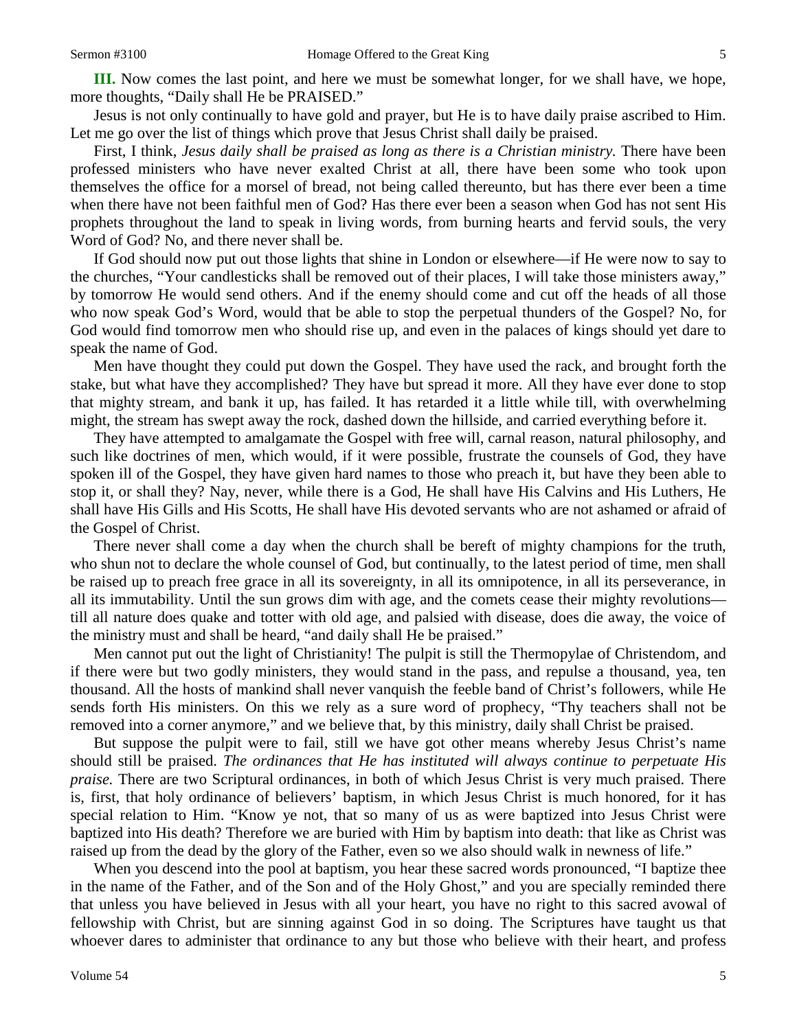**III.** Now comes the last point, and here we must be somewhat longer, for we shall have, we hope, more thoughts, "Daily shall He be PRAISED."

Jesus is not only continually to have gold and prayer, but He is to have daily praise ascribed to Him. Let me go over the list of things which prove that Jesus Christ shall daily be praised.

First, I think, *Jesus daily shall be praised as long as there is a Christian ministry.* There have been professed ministers who have never exalted Christ at all, there have been some who took upon themselves the office for a morsel of bread, not being called thereunto, but has there ever been a time when there have not been faithful men of God? Has there ever been a season when God has not sent His prophets throughout the land to speak in living words, from burning hearts and fervid souls, the very Word of God? No, and there never shall be.

If God should now put out those lights that shine in London or elsewhere—if He were now to say to the churches, "Your candlesticks shall be removed out of their places, I will take those ministers away," by tomorrow He would send others. And if the enemy should come and cut off the heads of all those who now speak God's Word, would that be able to stop the perpetual thunders of the Gospel? No, for God would find tomorrow men who should rise up, and even in the palaces of kings should yet dare to speak the name of God.

Men have thought they could put down the Gospel. They have used the rack, and brought forth the stake, but what have they accomplished? They have but spread it more. All they have ever done to stop that mighty stream, and bank it up, has failed. It has retarded it a little while till, with overwhelming might, the stream has swept away the rock, dashed down the hillside, and carried everything before it.

They have attempted to amalgamate the Gospel with free will, carnal reason, natural philosophy, and such like doctrines of men, which would, if it were possible, frustrate the counsels of God, they have spoken ill of the Gospel, they have given hard names to those who preach it, but have they been able to stop it, or shall they? Nay, never, while there is a God, He shall have His Calvins and His Luthers, He shall have His Gills and His Scotts, He shall have His devoted servants who are not ashamed or afraid of the Gospel of Christ.

There never shall come a day when the church shall be bereft of mighty champions for the truth, who shun not to declare the whole counsel of God, but continually, to the latest period of time, men shall be raised up to preach free grace in all its sovereignty, in all its omnipotence, in all its perseverance, in all its immutability. Until the sun grows dim with age, and the comets cease their mighty revolutions—till all nature does quake and totter with old age, and palsied with disease, does die away, the voice of the ministry must and shall be heard, "and daily shall He be praised."

Men cannot put out the light of Christianity! The pulpit is still the Thermopylae of Christendom, and if there were but two godly ministers, they would stand in the pass, and repulse a thousand, yea, ten thousand. All the hosts of mankind shall never vanquish the feeble band of Christ's followers, while He sends forth His ministers. On this we rely as a sure word of prophecy, "Thy teachers shall not be removed into a corner anymore," and we believe that, by this ministry, daily shall Christ be praised.

But suppose the pulpit were to fail, still we have got other means whereby Jesus Christ's name should still be praised. *The ordinances that He has instituted will always continue to perpetuate His praise.* There are two Scriptural ordinances, in both of which Jesus Christ is very much praised. There is, first, that holy ordinance of believers' baptism, in which Jesus Christ is much honored, for it has special relation to Him. "Know ye not, that so many of us as were baptized into Jesus Christ were baptized into His death? Therefore we are buried with Him by baptism into death: that like as Christ was raised up from the dead by the glory of the Father, even so we also should walk in newness of life."

When you descend into the pool at baptism, you hear these sacred words pronounced, "I baptize thee in the name of the Father, and of the Son and of the Holy Ghost," and you are specially reminded there that unless you have believed in Jesus with all your heart, you have no right to this sacred avowal of fellowship with Christ, but are sinning against God in so doing. The Scriptures have taught us that whoever dares to administer that ordinance to any but those who believe with their heart, and profess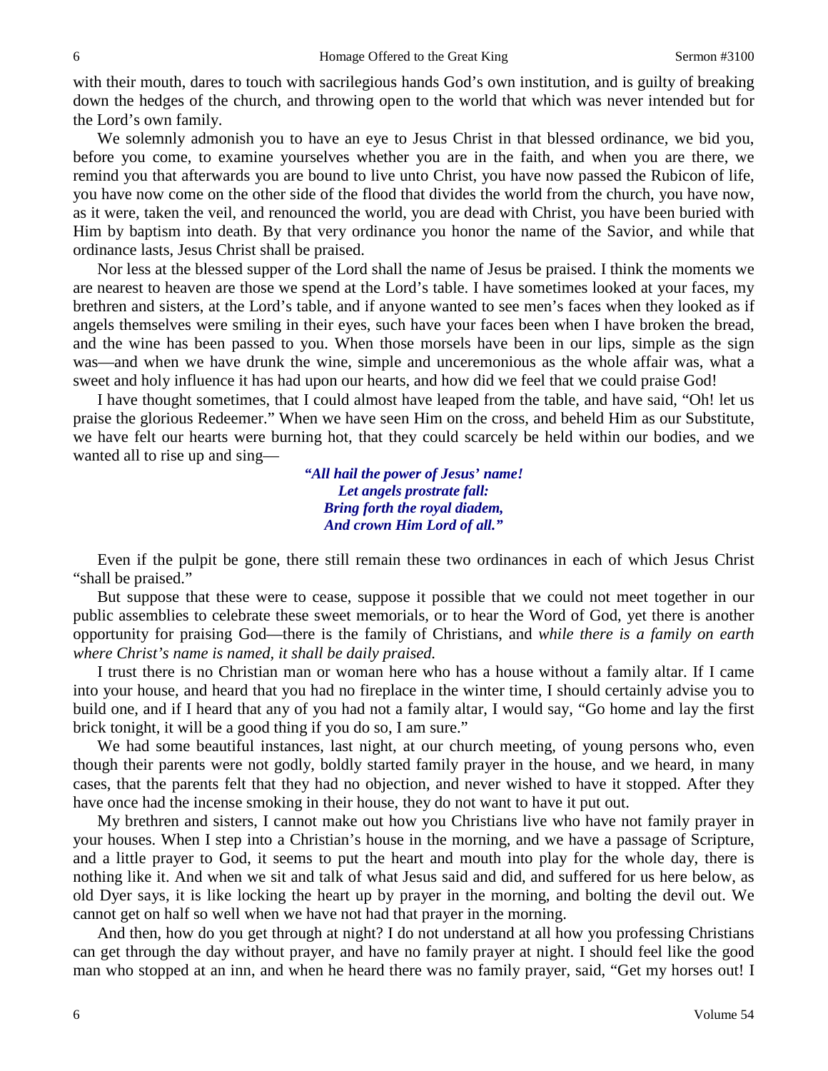with their mouth, dares to touch with sacrilegious hands God's own institution, and is guilty of breaking down the hedges of the church, and throwing open to the world that which was never intended but for the Lord's own family.

We solemnly admonish you to have an eye to Jesus Christ in that blessed ordinance, we bid you, before you come, to examine yourselves whether you are in the faith, and when you are there, we remind you that afterwards you are bound to live unto Christ, you have now passed the Rubicon of life, you have now come on the other side of the flood that divides the world from the church, you have now, as it were, taken the veil, and renounced the world, you are dead with Christ, you have been buried with Him by baptism into death. By that very ordinance you honor the name of the Savior, and while that ordinance lasts, Jesus Christ shall be praised.

Nor less at the blessed supper of the Lord shall the name of Jesus be praised. I think the moments we are nearest to heaven are those we spend at the Lord's table. I have sometimes looked at your faces, my brethren and sisters, at the Lord's table, and if anyone wanted to see men's faces when they looked as if angels themselves were smiling in their eyes, such have your faces been when I have broken the bread, and the wine has been passed to you. When those morsels have been in our lips, simple as the sign was—and when we have drunk the wine, simple and unceremonious as the whole affair was, what a sweet and holy influence it has had upon our hearts, and how did we feel that we could praise God!

I have thought sometimes, that I could almost have leaped from the table, and have said, "Oh! let us praise the glorious Redeemer." When we have seen Him on the cross, and beheld Him as our Substitute, we have felt our hearts were burning hot, that they could scarcely be held within our bodies, and we wanted all to rise up and sing—

> ***"All hail the power of Jesus' name!***
> ***Let angels prostrate fall:***
> ***Bring forth the royal diadem,***
> ***And crown Him Lord of all."***

Even if the pulpit be gone, there still remain these two ordinances in each of which Jesus Christ "shall be praised."

But suppose that these were to cease, suppose it possible that we could not meet together in our public assemblies to celebrate these sweet memorials, or to hear the Word of God, yet there is another opportunity for praising God—there is the family of Christians, and *while there is a family on earth where Christ's name is named, it shall be daily praised.*

I trust there is no Christian man or woman here who has a house without a family altar. If I came into your house, and heard that you had no fireplace in the winter time, I should certainly advise you to build one, and if I heard that any of you had not a family altar, I would say, "Go home and lay the first brick tonight, it will be a good thing if you do so, I am sure."

We had some beautiful instances, last night, at our church meeting, of young persons who, even though their parents were not godly, boldly started family prayer in the house, and we heard, in many cases, that the parents felt that they had no objection, and never wished to have it stopped. After they have once had the incense smoking in their house, they do not want to have it put out.

My brethren and sisters, I cannot make out how you Christians live who have not family prayer in your houses. When I step into a Christian's house in the morning, and we have a passage of Scripture, and a little prayer to God, it seems to put the heart and mouth into play for the whole day, there is nothing like it. And when we sit and talk of what Jesus said and did, and suffered for us here below, as old Dyer says, it is like locking the heart up by prayer in the morning, and bolting the devil out. We cannot get on half so well when we have not had that prayer in the morning.

And then, how do you get through at night? I do not understand at all how you professing Christians can get through the day without prayer, and have no family prayer at night. I should feel like the good man who stopped at an inn, and when he heard there was no family prayer, said, "Get my horses out! I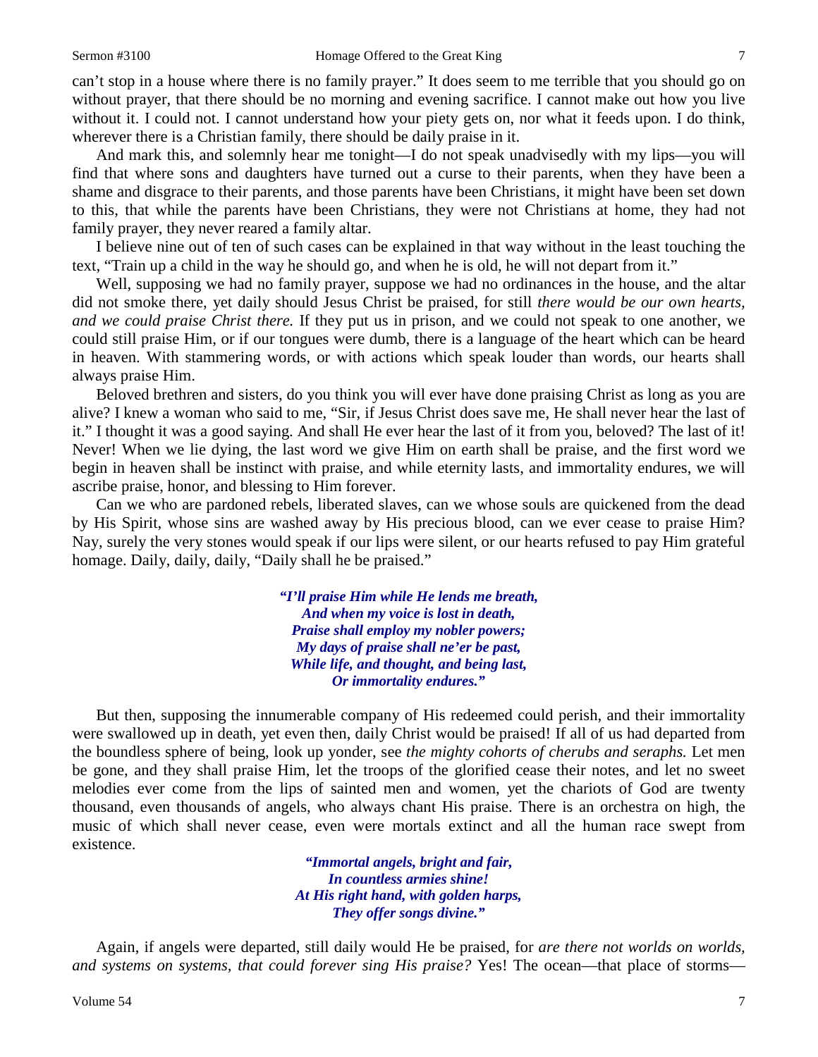can't stop in a house where there is no family prayer." It does seem to me terrible that you should go on without prayer, that there should be no morning and evening sacrifice. I cannot make out how you live without it. I could not. I cannot understand how your piety gets on, nor what it feeds upon. I do think, wherever there is a Christian family, there should be daily praise in it.

And mark this, and solemnly hear me tonight—I do not speak unadvisedly with my lips—you will find that where sons and daughters have turned out a curse to their parents, when they have been a shame and disgrace to their parents, and those parents have been Christians, it might have been set down to this, that while the parents have been Christians, they were not Christians at home, they had not family prayer, they never reared a family altar.

I believe nine out of ten of such cases can be explained in that way without in the least touching the text, "Train up a child in the way he should go, and when he is old, he will not depart from it."

Well, supposing we had no family prayer, suppose we had no ordinances in the house, and the altar did not smoke there, yet daily should Jesus Christ be praised, for still *there would be our own hearts, and we could praise Christ there.* If they put us in prison, and we could not speak to one another, we could still praise Him, or if our tongues were dumb, there is a language of the heart which can be heard in heaven. With stammering words, or with actions which speak louder than words, our hearts shall always praise Him.

Beloved brethren and sisters, do you think you will ever have done praising Christ as long as you are alive? I knew a woman who said to me, "Sir, if Jesus Christ does save me, He shall never hear the last of it." I thought it was a good saying. And shall He ever hear the last of it from you, beloved? The last of it! Never! When we lie dying, the last word we give Him on earth shall be praise, and the first word we begin in heaven shall be instinct with praise, and while eternity lasts, and immortality endures, we will ascribe praise, honor, and blessing to Him forever.

Can we who are pardoned rebels, liberated slaves, can we whose souls are quickened from the dead by His Spirit, whose sins are washed away by His precious blood, can we ever cease to praise Him? Nay, surely the very stones would speak if our lips were silent, or our hearts refused to pay Him grateful homage. Daily, daily, daily, "Daily shall he be praised."

> ***"I'll praise Him while He lends me breath,***
> ***And when my voice is lost in death,***
> ***Praise shall employ my nobler powers;***
> ***My days of praise shall ne'er be past,***
> ***While life, and thought, and being last,***
> ***Or immortality endures."***

But then, supposing the innumerable company of His redeemed could perish, and their immortality were swallowed up in death, yet even then, daily Christ would be praised! If all of us had departed from the boundless sphere of being, look up yonder, see *the mighty cohorts of cherubs and seraphs.* Let men be gone, and they shall praise Him, let the troops of the glorified cease their notes, and let no sweet melodies ever come from the lips of sainted men and women, yet the chariots of God are twenty thousand, even thousands of angels, who always chant His praise. There is an orchestra on high, the music of which shall never cease, even were mortals extinct and all the human race swept from existence.

> ***"Immortal angels, bright and fair,***
> ***In countless armies shine!***
> ***At His right hand, with golden harps,***
> ***They offer songs divine."***

Again, if angels were departed, still daily would He be praised, for *are there not worlds on worlds, and systems on systems, that could forever sing His praise?* Yes! The ocean—that place of storms—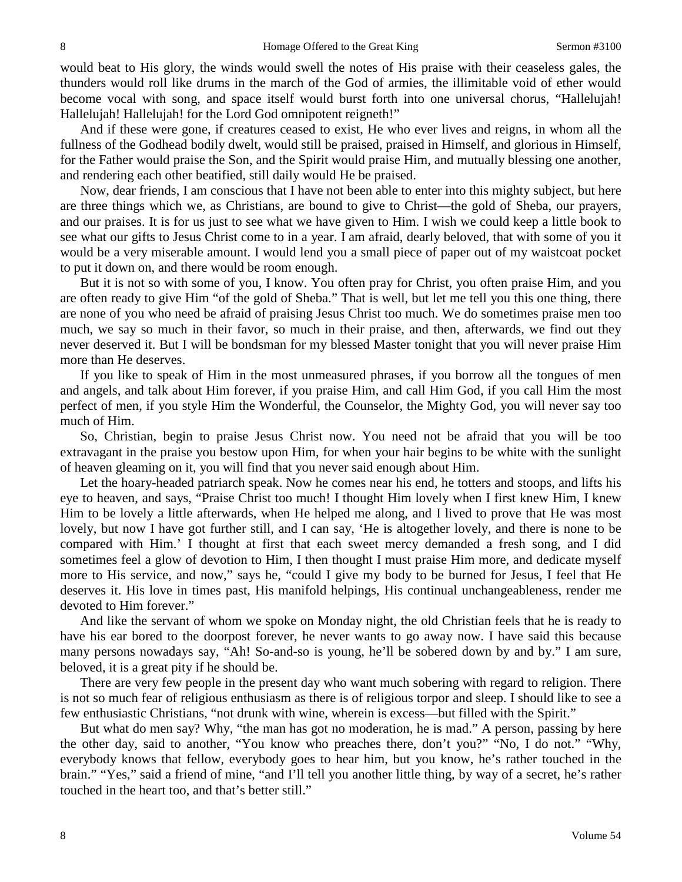would beat to His glory, the winds would swell the notes of His praise with their ceaseless gales, the thunders would roll like drums in the march of the God of armies, the illimitable void of ether would become vocal with song, and space itself would burst forth into one universal chorus, "Hallelujah! Hallelujah! Hallelujah! for the Lord God omnipotent reigneth!"

And if these were gone, if creatures ceased to exist, He who ever lives and reigns, in whom all the fullness of the Godhead bodily dwelt, would still be praised, praised in Himself, and glorious in Himself, for the Father would praise the Son, and the Spirit would praise Him, and mutually blessing one another, and rendering each other beatified, still daily would He be praised.

Now, dear friends, I am conscious that I have not been able to enter into this mighty subject, but here are three things which we, as Christians, are bound to give to Christ—the gold of Sheba, our prayers, and our praises. It is for us just to see what we have given to Him. I wish we could keep a little book to see what our gifts to Jesus Christ come to in a year. I am afraid, dearly beloved, that with some of you it would be a very miserable amount. I would lend you a small piece of paper out of my waistcoat pocket to put it down on, and there would be room enough.

But it is not so with some of you, I know. You often pray for Christ, you often praise Him, and you are often ready to give Him "of the gold of Sheba." That is well, but let me tell you this one thing, there are none of you who need be afraid of praising Jesus Christ too much. We do sometimes praise men too much, we say so much in their favor, so much in their praise, and then, afterwards, we find out they never deserved it. But I will be bondsman for my blessed Master tonight that you will never praise Him more than He deserves.

If you like to speak of Him in the most unmeasured phrases, if you borrow all the tongues of men and angels, and talk about Him forever, if you praise Him, and call Him God, if you call Him the most perfect of men, if you style Him the Wonderful, the Counselor, the Mighty God, you will never say too much of Him.

So, Christian, begin to praise Jesus Christ now. You need not be afraid that you will be too extravagant in the praise you bestow upon Him, for when your hair begins to be white with the sunlight of heaven gleaming on it, you will find that you never said enough about Him.

Let the hoary-headed patriarch speak. Now he comes near his end, he totters and stoops, and lifts his eye to heaven, and says, "Praise Christ too much! I thought Him lovely when I first knew Him, I knew Him to be lovely a little afterwards, when He helped me along, and I lived to prove that He was most lovely, but now I have got further still, and I can say, 'He is altogether lovely, and there is none to be compared with Him.' I thought at first that each sweet mercy demanded a fresh song, and I did sometimes feel a glow of devotion to Him, I then thought I must praise Him more, and dedicate myself more to His service, and now," says he, "could I give my body to be burned for Jesus, I feel that He deserves it. His love in times past, His manifold helpings, His continual unchangeableness, render me devoted to Him forever."

And like the servant of whom we spoke on Monday night, the old Christian feels that he is ready to have his ear bored to the doorpost forever, he never wants to go away now. I have said this because many persons nowadays say, "Ah! So-and-so is young, he'll be sobered down by and by." I am sure, beloved, it is a great pity if he should be.

There are very few people in the present day who want much sobering with regard to religion. There is not so much fear of religious enthusiasm as there is of religious torpor and sleep. I should like to see a few enthusiastic Christians, "not drunk with wine, wherein is excess—but filled with the Spirit."

But what do men say? Why, "the man has got no moderation, he is mad." A person, passing by here the other day, said to another, "You know who preaches there, don't you?" "No, I do not." "Why, everybody knows that fellow, everybody goes to hear him, but you know, he's rather touched in the brain." "Yes," said a friend of mine, "and I'll tell you another little thing, by way of a secret, he's rather touched in the heart too, and that's better still."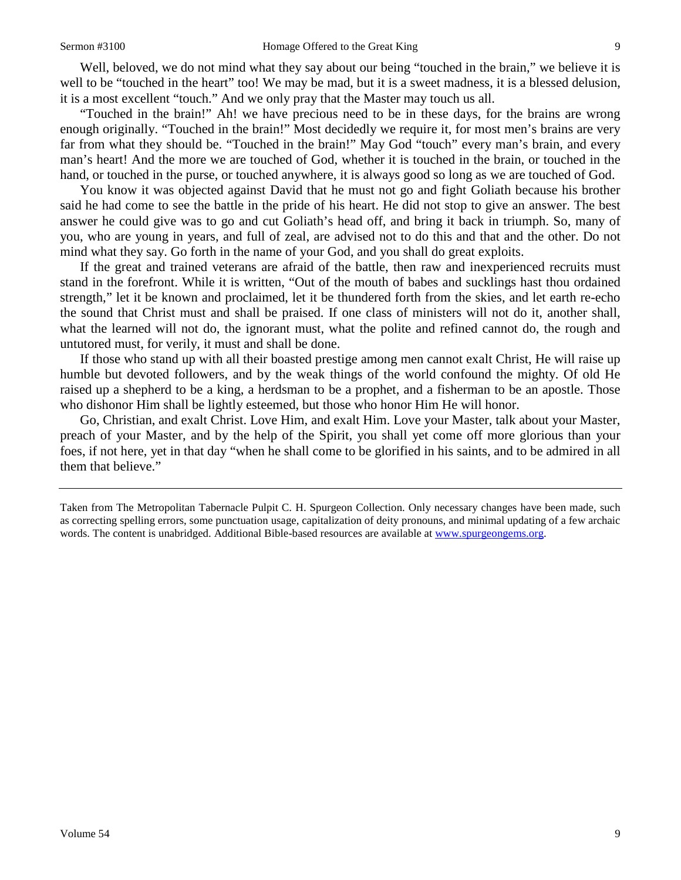Well, beloved, we do not mind what they say about our being "touched in the brain," we believe it is well to be "touched in the heart" too! We may be mad, but it is a sweet madness, it is a blessed delusion, it is a most excellent "touch." And we only pray that the Master may touch us all.

"Touched in the brain!" Ah! we have precious need to be in these days, for the brains are wrong enough originally. "Touched in the brain!" Most decidedly we require it, for most men's brains are very far from what they should be. "Touched in the brain!" May God "touch" every man's brain, and every man's heart! And the more we are touched of God, whether it is touched in the brain, or touched in the hand, or touched in the purse, or touched anywhere, it is always good so long as we are touched of God.

You know it was objected against David that he must not go and fight Goliath because his brother said he had come to see the battle in the pride of his heart. He did not stop to give an answer. The best answer he could give was to go and cut Goliath's head off, and bring it back in triumph. So, many of you, who are young in years, and full of zeal, are advised not to do this and that and the other. Do not mind what they say. Go forth in the name of your God, and you shall do great exploits.

If the great and trained veterans are afraid of the battle, then raw and inexperienced recruits must stand in the forefront. While it is written, "Out of the mouth of babes and sucklings hast thou ordained strength," let it be known and proclaimed, let it be thundered forth from the skies, and let earth re-echo the sound that Christ must and shall be praised. If one class of ministers will not do it, another shall, what the learned will not do, the ignorant must, what the polite and refined cannot do, the rough and untutored must, for verily, it must and shall be done.

If those who stand up with all their boasted prestige among men cannot exalt Christ, He will raise up humble but devoted followers, and by the weak things of the world confound the mighty. Of old He raised up a shepherd to be a king, a herdsman to be a prophet, and a fisherman to be an apostle. Those who dishonor Him shall be lightly esteemed, but those who honor Him He will honor.

Go, Christian, and exalt Christ. Love Him, and exalt Him. Love your Master, talk about your Master, preach of your Master, and by the help of the Spirit, you shall yet come off more glorious than your foes, if not here, yet in that day "when he shall come to be glorified in his saints, and to be admired in all them that believe."

---

Taken from The Metropolitan Tabernacle Pulpit C. H. Spurgeon Collection. Only necessary changes have been made, such as correcting spelling errors, some punctuation usage, capitalization of deity pronouns, and minimal updating of a few archaic words. The content is unabridged. Additional Bible-based resources are available at www.spurgeongems.org.